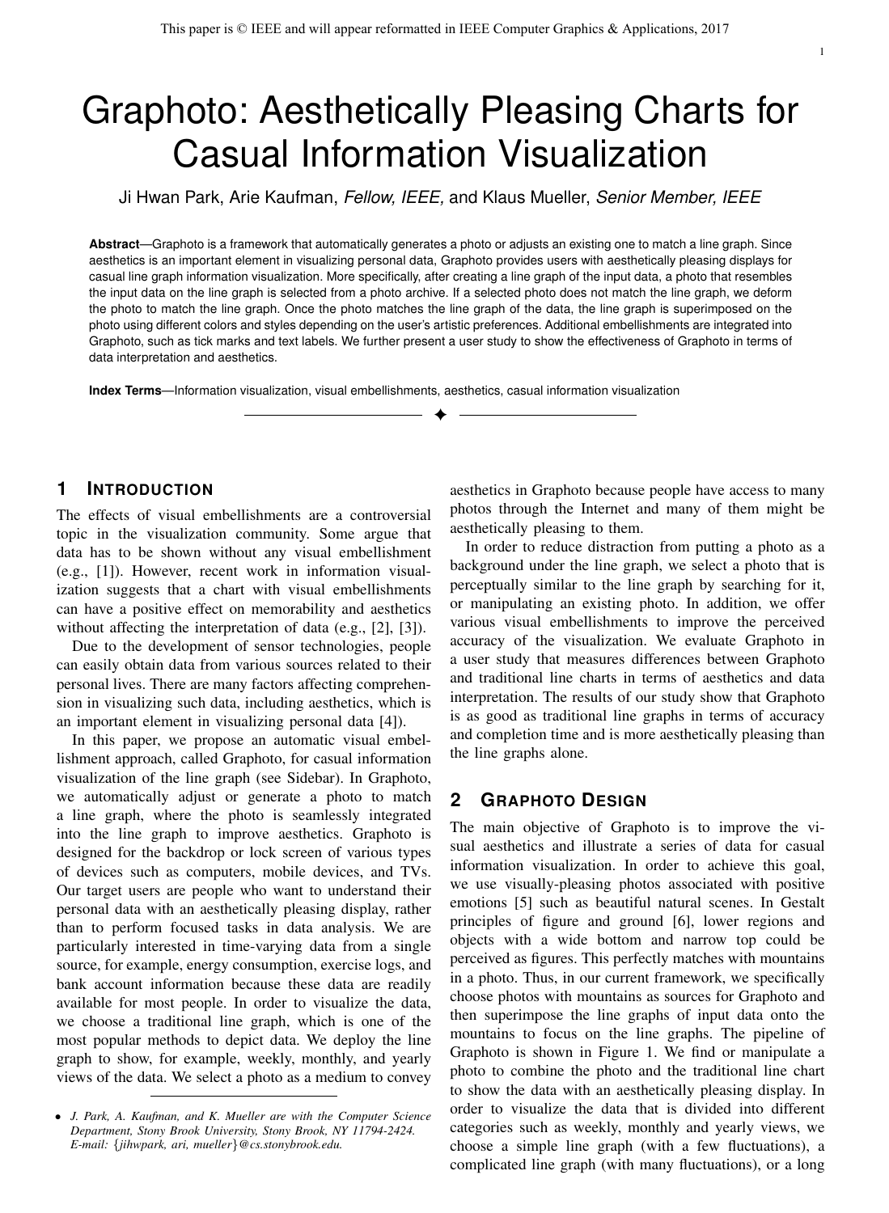This paper is © IEEE and will appear reformatted in IEEE Computer Graphics & Applications, 2017

# Graphoto: Aesthetically Pleasing Charts for Casual Information Visualization

Ji Hwan Park, Arie Kaufman, *Fellow, IEEE,* and Klaus Mueller, *Senior Member, IEEE*

**Abstract**—Graphoto is a framework that automatically generates a photo or adjusts an existing one to match a line graph. Since aesthetics is an important element in visualizing personal data, Graphoto provides users with aesthetically pleasing displays for casual line graph information visualization. More specifically, after creating a line graph of the input data, a photo that resembles the input data on the line graph is selected from a photo archive. If a selected photo does not match the line graph, we deform the photo to match the line graph. Once the photo matches the line graph of the data, the line graph is superimposed on the photo using different colors and styles depending on the user's artistic preferences. Additional embellishments are integrated into Graphoto, such as tick marks and text labels. We further present a user study to show the effectiveness of Graphoto in terms of data interpretation and aesthetics.

**Index Terms**—Information visualization, visual embellishments, aesthetics, casual information visualization

## 1 Introduction

The effects of visual embellishments are a controversial topic in the visualization community. Some argue that data has to be shown without any visual embellishment (e.g., [1]). However, recent work in information visualization suggests that a chart with visual embellishments can have a positive effect on memorability and aesthetics without affecting the interpretation of data (e.g., [2], [3]).

Due to the development of sensor technologies, people can easily obtain data from various sources related to their personal lives. There are many factors affecting comprehension in visualizing such data, including aesthetics, which is an important element in visualizing personal data [4]).

In this paper, we propose an automatic visual embellishment approach, called Graphoto, for casual information visualization of the line graph (see Sidebar). In Graphoto, we automatically adjust or generate a photo to match a line graph, where the photo is seamlessly integrated into the line graph to improve aesthetics. Graphoto is designed for the backdrop or lock screen of various types of devices such as computers, mobile devices, and TVs. Our target users are people who want to understand their personal data with an aesthetically pleasing display, rather than to perform focused tasks in data analysis. We are particularly interested in time-varying data from a single source, for example, energy consumption, exercise logs, and bank account information because these data are readily available for most people. In order to visualize the data, we choose a traditional line graph, which is one of the most popular methods to depict data. We deploy the line graph to show, for example, weekly, monthly, and yearly views of the data. We select a photo as a medium to convey aesthetics in Graphoto because people have access to many photos through the Internet and many of them might be aesthetically pleasing to them.

In order to reduce distraction from putting a photo as a background under the line graph, we select a photo that is perceptually similar to the line graph by searching for it, or manipulating an existing photo. In addition, we offer various visual embellishments to improve the perceived accuracy of the visualization. We evaluate Graphoto in a user study that measures differences between Graphoto and traditional line charts in terms of aesthetics and data interpretation. The results of our study show that Graphoto is as good as traditional line graphs in terms of accuracy and completion time and is more aesthetically pleasing than the line graphs alone.

## 2 Graphoto Design

The main objective of Graphoto is to improve the visual aesthetics and illustrate a series of data for casual information visualization. In order to achieve this goal, we use visually-pleasing photos associated with positive emotions [5] such as beautiful natural scenes. In Gestalt principles of figure and ground [6], lower regions and objects with a wide bottom and narrow top could be perceived as figures. This perfectly matches with mountains in a photo. Thus, in our current framework, we specifically choose photos with mountains as sources for Graphoto and then superimpose the line graphs of input data onto the mountains to focus on the line graphs. The pipeline of Graphoto is shown in Figure 1. We find or manipulate a photo to combine the photo and the traditional line chart to show the data with an aesthetically pleasing display. In order to visualize the data that is divided into different categories such as weekly, monthly and yearly views, we choose a simple line graph (with a few fluctuations), a complicated line graph (with many fluctuations), or a long

- *J. Park, A. Kaufman, and K. Mueller are with the Computer Science Department, Stony Brook University, Stony Brook, NY 11794-2424. E-mail: {jihwpark, ari, mueller}@cs.stonybrook.edu.*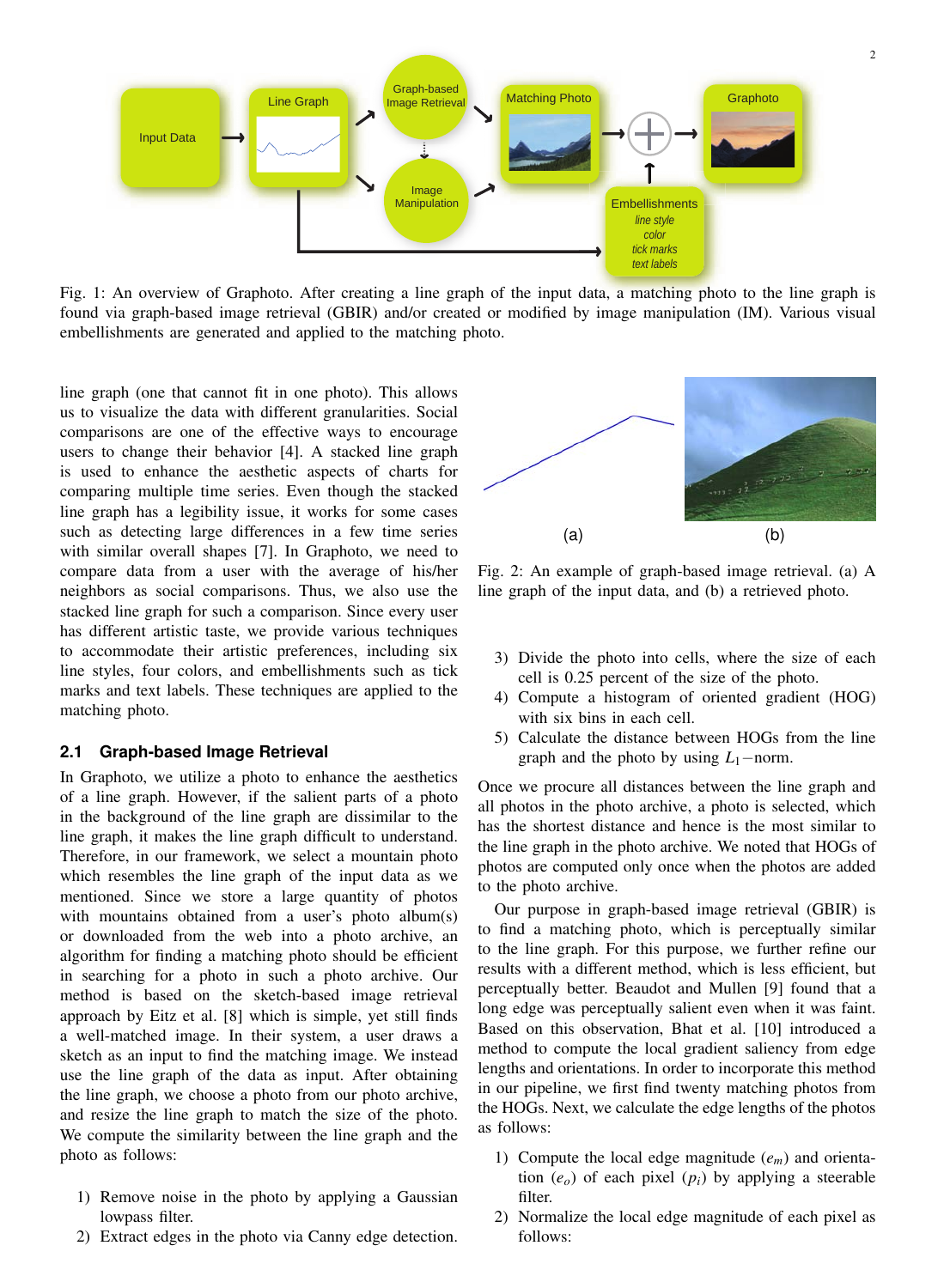Fig. 1: An overview of Graphoto. After creating a line graph of the input data, a matching photo to the line graph is found via graph-based image retrieval (GBIR) and/or created or modified by image manipulation (IM). Various visual embellishments are generated and applied to the matching photo.

line graph (one that cannot fit in one photo). This allows us to visualize the data with different granularities. Social comparisons are one of the effective ways to encourage users to change their behavior [4]. A stacked line graph is used to enhance the aesthetic aspects of charts for comparing multiple time series. Even though the stacked line graph has a legibility issue, it works for some cases such as detecting large differences in a few time series with similar overall shapes [7]. In Graphoto, we need to compare data from a user with the average of his/her neighbors as social comparisons. Thus, we also use the stacked line graph for such a comparison. Since every user has different artistic taste, we provide various techniques to accommodate their artistic preferences, including six line styles, four colors, and embellishments such as tick marks and text labels. These techniques are applied to the matching photo.

## 2.1 Graph-based Image Retrieval

In Graphoto, we utilize a photo to enhance the aesthetics of a line graph. However, if the salient parts of a photo in the background of the line graph are dissimilar to the line graph, it makes the line graph difficult to understand. Therefore, in our framework, we select a mountain photo which resembles the line graph of the input data as we mentioned. Since we store a large quantity of photos with mountains obtained from a user's photo album(s) or downloaded from the web into a photo archive, an algorithm for finding a matching photo should be efficient in searching for a photo in such a photo archive. Our method is based on the sketch-based image retrieval approach by Eitz et al. [8] which is simple, yet still finds a well-matched image. In their system, a user draws a sketch as an input to find the matching image. We instead use the line graph of the data as input. After obtaining the line graph, we choose a photo from our photo archive, and resize the line graph to match the size of the photo. We compute the similarity between the line graph and the photo as follows:

1) Remove noise in the photo by applying a Gaussian lowpass filter.
2) Extract edges in the photo via Canny edge detection.
3) Divide the photo into cells, where the size of each cell is 0.25 percent of the size of the photo.
4) Compute a histogram of oriented gradient (HOG) with six bins in each cell.
5) Calculate the distance between HOGs from the line graph and the photo by using $L_1-$norm.

Fig. 2: An example of graph-based image retrieval. (a) A line graph of the input data, and (b) a retrieved photo.

Once we procure all distances between the line graph and all photos in the photo archive, a photo is selected, which has the shortest distance and hence is the most similar to the line graph in the photo archive. We noted that HOGs of photos are computed only once when the photos are added to the photo archive.

Our purpose in graph-based image retrieval (GBIR) is to find a matching photo, which is perceptually similar to the line graph. For this purpose, we further refine our results with a different method, which is less efficient, but perceptually better. Beaudot and Mullen [9] found that a long edge was perceptually salient even when it was faint. Based on this observation, Bhat et al. [10] introduced a method to compute the local gradient saliency from edge lengths and orientations. In order to incorporate this method in our pipeline, we first find twenty matching photos from the HOGs. Next, we calculate the edge lengths of the photos as follows:

1) Compute the local edge magnitude ($e_m$) and orientation ($e_o$) of each pixel ($p_i$) by applying a steerable filter.
2) Normalize the local edge magnitude of each pixel as follows: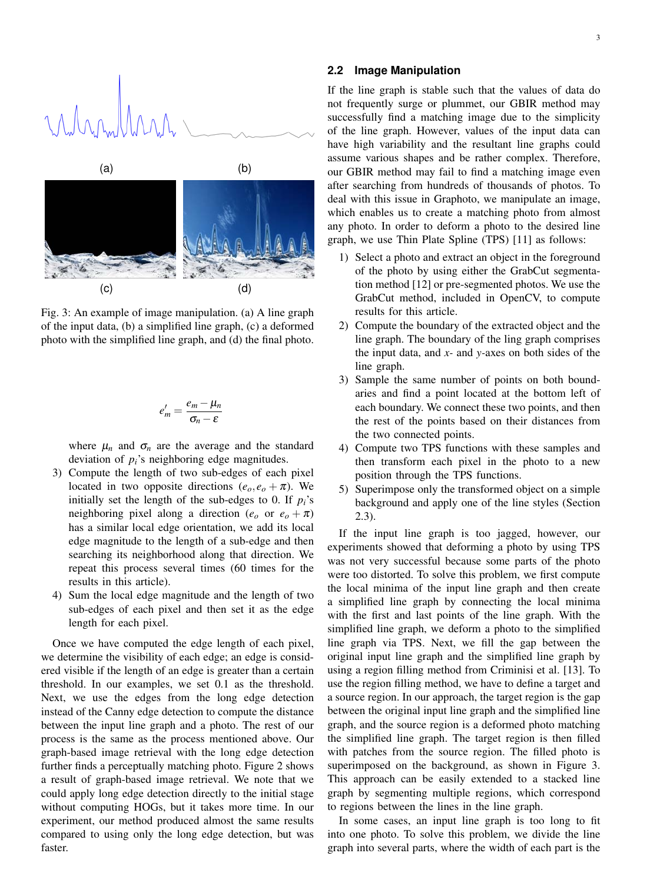Fig. 3: An example of image manipulation. (a) A line graph of the input data, (b) a simplified line graph, (c) a deformed photo with the simplified line graph, and (d) the final photo.

$$e'_m = \frac{e_m - \mu_n}{\sigma_n - \varepsilon}$$

where $\mu_n$ and $\sigma_n$ are the average and the standard deviation of $p_i$'s neighboring edge magnitudes.

3) Compute the length of two sub-edges of each pixel located in two opposite directions $(e_o, e_o + \pi)$. We initially set the length of the sub-edges to 0. If $p_i$'s neighboring pixel along a direction ($e_o$ or $e_o + \pi$) has a similar local edge orientation, we add its local edge magnitude to the length of a sub-edge and then searching its neighborhood along that direction. We repeat this process several times (60 times for the results in this article).
4) Sum the local edge magnitude and the length of two sub-edges of each pixel and then set it as the edge length for each pixel.

Once we have computed the edge length of each pixel, we determine the visibility of each edge; an edge is considered visible if the length of an edge is greater than a certain threshold. In our examples, we set 0.1 as the threshold. Next, we use the edges from the long edge detection instead of the Canny edge detection to compute the distance between the input line graph and a photo. The rest of our process is the same as the process mentioned above. Our graph-based image retrieval with the long edge detection further finds a perceptually matching photo. Figure 2 shows a result of graph-based image retrieval. We note that we could apply long edge detection directly to the initial stage without computing HOGs, but it takes more time. In our experiment, our method produced almost the same results compared to using only the long edge detection, but was faster.

## 2.2 Image Manipulation

If the line graph is stable such that the values of data do not frequently surge or plummet, our GBIR method may successfully find a matching image due to the simplicity of the line graph. However, values of the input data can have high variability and the resultant line graphs could assume various shapes and be rather complex. Therefore, our GBIR method may fail to find a matching image even after searching from hundreds of thousands of photos. To deal with this issue in Graphoto, we manipulate an image, which enables us to create a matching photo from almost any photo. In order to deform a photo to the desired line graph, we use Thin Plate Spline (TPS) [11] as follows:

1) Select a photo and extract an object in the foreground of the photo by using either the GrabCut segmentation method [12] or pre-segmented photos. We use the GrabCut method, included in OpenCV, to compute results for this article.
2) Compute the boundary of the extracted object and the line graph. The boundary of the ling graph comprises the input data, and *x*- and *y*-axes on both sides of the line graph.
3) Sample the same number of points on both boundaries and find a point located at the bottom left of each boundary. We connect these two points, and then the rest of the points based on their distances from the two connected points.
4) Compute two TPS functions with these samples and then transform each pixel in the photo to a new position through the TPS functions.
5) Superimpose only the transformed object on a simple background and apply one of the line styles (Section 2.3).

If the input line graph is too jagged, however, our experiments showed that deforming a photo by using TPS was not very successful because some parts of the photo were too distorted. To solve this problem, we first compute the local minima of the input line graph and then create a simplified line graph by connecting the local minima with the first and last points of the line graph. With the simplified line graph, we deform a photo to the simplified line graph via TPS. Next, we fill the gap between the original input line graph and the simplified line graph by using a region filling method from Criminisi et al. [13]. To use the region filling method, we have to define a target and a source region. In our approach, the target region is the gap between the original input line graph and the simplified line graph, and the source region is a deformed photo matching the simplified line graph. The target region is then filled with patches from the source region. The filled photo is superimposed on the background, as shown in Figure 3. This approach can be easily extended to a stacked line graph by segmenting multiple regions, which correspond to regions between the lines in the line graph.

In some cases, an input line graph is too long to fit into one photo. To solve this problem, we divide the line graph into several parts, where the width of each part is the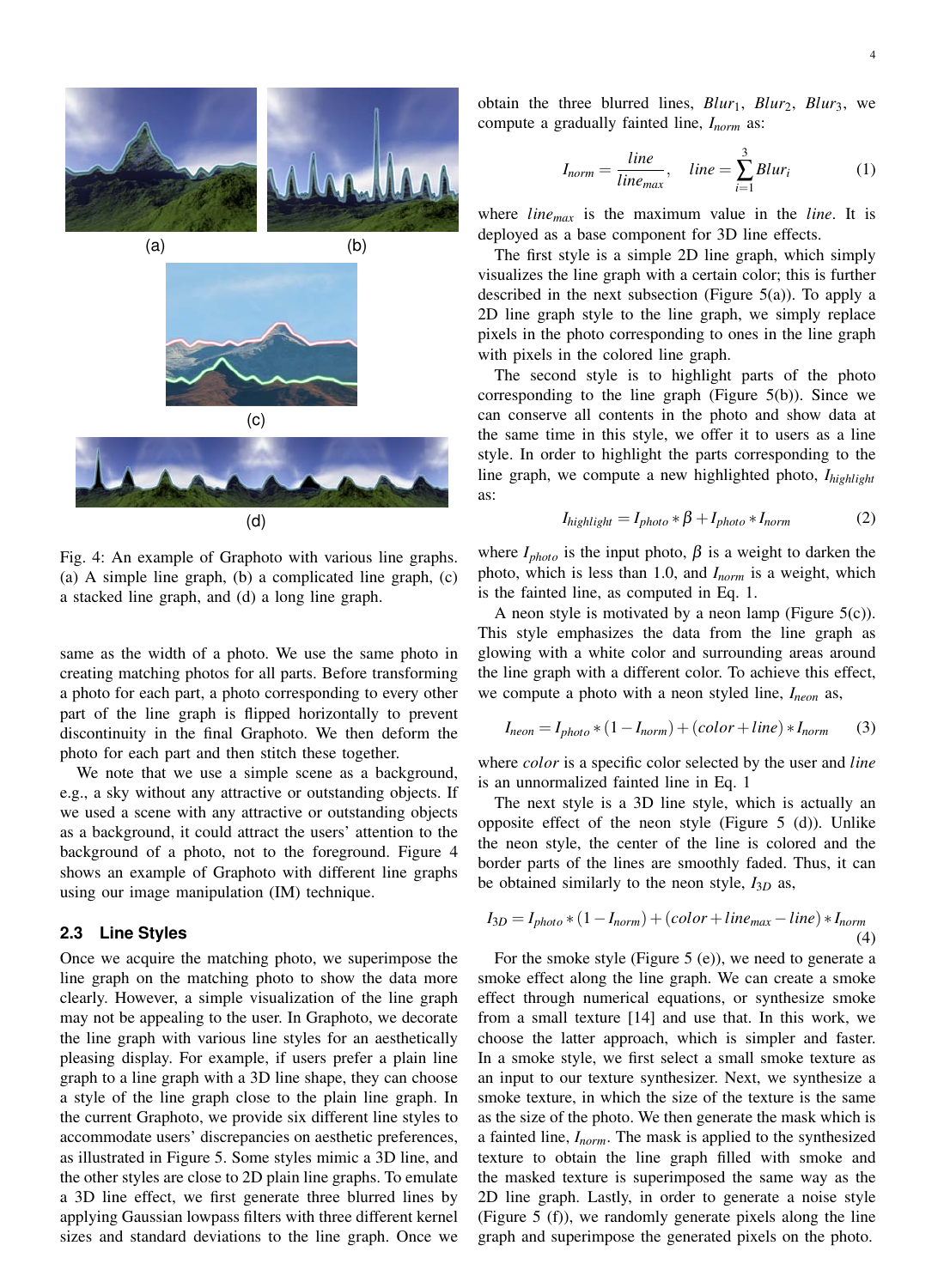Fig. 4: An example of Graphoto with various line graphs. (a) A simple line graph, (b) a complicated line graph, (c) a stacked line graph, and (d) a long line graph.

same as the width of a photo. We use the same photo in creating matching photos for all parts. Before transforming a photo for each part, a photo corresponding to every other part of the line graph is flipped horizontally to prevent discontinuity in the final Graphoto. We then deform the photo for each part and then stitch these together.

We note that we use a simple scene as a background, e.g., a sky without any attractive or outstanding objects. If we used a scene with any attractive or outstanding objects as a background, it could attract the users' attention to the background of a photo, not to the foreground. Figure 4 shows an example of Graphoto with different line graphs using our image manipulation (IM) technique.

### 2.3 Line Styles

Once we acquire the matching photo, we superimpose the line graph on the matching photo to show the data more clearly. However, a simple visualization of the line graph may not be appealing to the user. In Graphoto, we decorate the line graph with various line styles for an aesthetically pleasing display. For example, if users prefer a plain line graph to a line graph with a 3D line shape, they can choose a style of the line graph close to the plain line graph. In the current Graphoto, we provide six different line styles to accommodate users' discrepancies on aesthetic preferences, as illustrated in Figure 5. Some styles mimic a 3D line, and the other styles are close to 2D plain line graphs. To emulate a 3D line effect, we first generate three blurred lines by applying Gaussian lowpass filters with three different kernel sizes and standard deviations to the line graph. Once we obtain the three blurred lines, $Blur_1$, $Blur_2$, $Blur_3$, we compute a gradually fainted line, $I_{norm}$ as:

$$I_{norm} = \frac{line}{line_{max}}, \quad line = \sum_{i=1}^{3} Blur_i \tag{1}$$

where $line_{max}$ is the maximum value in the $line$. It is deployed as a base component for 3D line effects.

The first style is a simple 2D line graph, which simply visualizes the line graph with a certain color; this is further described in the next subsection (Figure 5(a)). To apply a 2D line graph style to the line graph, we simply replace pixels in the photo corresponding to ones in the line graph with pixels in the colored line graph.

The second style is to highlight parts of the photo corresponding to the line graph (Figure 5(b)). Since we can conserve all contents in the photo and show data at the same time in this style, we offer it to users as a line style. In order to highlight the parts corresponding to the line graph, we compute a new highlighted photo, $I_{highlight}$ as:

$$I_{highlight} = I_{photo} * \beta + I_{photo} * I_{norm} \tag{2}$$

where $I_{photo}$ is the input photo, $\beta$ is a weight to darken the photo, which is less than 1.0, and $I_{norm}$ is a weight, which is the fainted line, as computed in Eq. 1.

A neon style is motivated by a neon lamp (Figure 5(c)). This style emphasizes the data from the line graph as glowing with a white color and surrounding areas around the line graph with a different color. To achieve this effect, we compute a photo with a neon styled line, $I_{neon}$ as,

$$I_{neon} = I_{photo} * (1 - I_{norm}) + (color + line) * I_{norm} \tag{3}$$

where $color$ is a specific color selected by the user and $line$ is an unnormalized fainted line in Eq. 1

The next style is a 3D line style, which is actually an opposite effect of the neon style (Figure 5 (d)). Unlike the neon style, the center of the line is colored and the border parts of the lines are smoothly faded. Thus, it can be obtained similarly to the neon style, $I_{3D}$ as,

$$I_{3D} = I_{photo} * (1 - I_{norm}) + (color + line_{max} - line) * I_{norm} \tag{4}$$

For the smoke style (Figure 5 (e)), we need to generate a smoke effect along the line graph. We can create a smoke effect through numerical equations, or synthesize smoke from a small texture [14] and use that. In this work, we choose the latter approach, which is simpler and faster. In a smoke style, we first select a small smoke texture as an input to our texture synthesizer. Next, we synthesize a smoke texture, in which the size of the texture is the same as the size of the photo. We then generate the mask which is a fainted line, $I_{norm}$. The mask is applied to the synthesized texture to obtain the line graph filled with smoke and the masked texture is superimposed the same way as the 2D line graph. Lastly, in order to generate a noise style (Figure 5 (f)), we randomly generate pixels along the line graph and superimpose the generated pixels on the photo.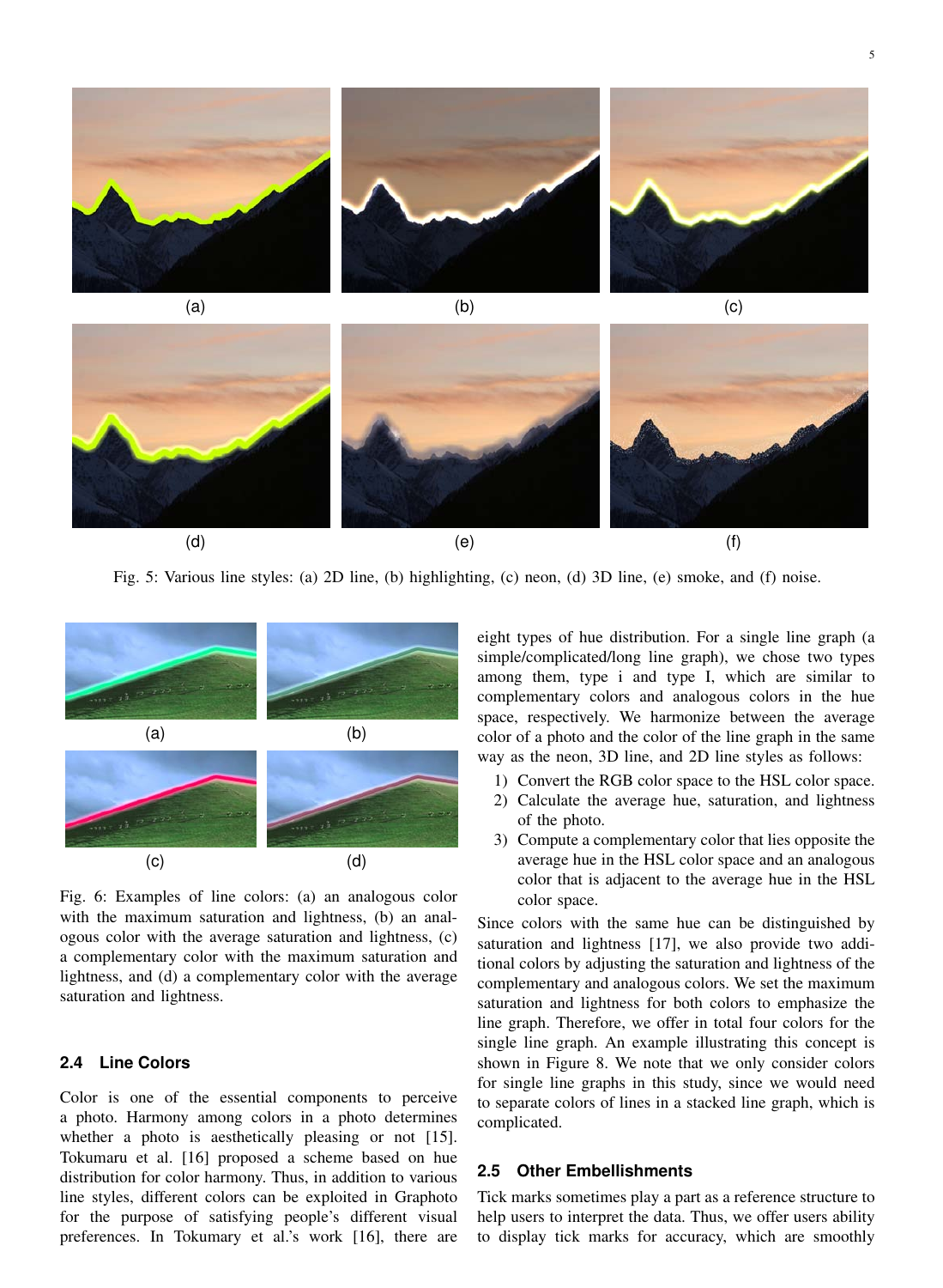Fig. 5: Various line styles: (a) 2D line, (b) highlighting, (c) neon, (d) 3D line, (e) smoke, and (f) noise.

Fig. 6: Examples of line colors: (a) an analogous color with the maximum saturation and lightness, (b) an analogous color with the average saturation and lightness, (c) a complementary color with the maximum saturation and lightness, and (d) a complementary color with the average saturation and lightness.

### 2.4 Line Colors

Color is one of the essential components to perceive a photo. Harmony among colors in a photo determines whether a photo is aesthetically pleasing or not [15]. Tokumaru et al. [16] proposed a scheme based on hue distribution for color harmony. Thus, in addition to various line styles, different colors can be exploited in Graphoto for the purpose of satisfying people's different visual preferences. In Tokumary et al.'s work [16], there are eight types of hue distribution. For a single line graph (a simple/complicated/long line graph), we chose two types among them, type i and type I, which are similar to complementary colors and analogous colors in the hue space, respectively. We harmonize between the average color of a photo and the color of the line graph in the same way as the neon, 3D line, and 2D line styles as follows:

1) Convert the RGB color space to the HSL color space.
2) Calculate the average hue, saturation, and lightness of the photo.
3) Compute a complementary color that lies opposite the average hue in the HSL color space and an analogous color that is adjacent to the average hue in the HSL color space.

Since colors with the same hue can be distinguished by saturation and lightness [17], we also provide two additional colors by adjusting the saturation and lightness of the complementary and analogous colors. We set the maximum saturation and lightness for both colors to emphasize the line graph. Therefore, we offer in total four colors for the single line graph. An example illustrating this concept is shown in Figure 8. We note that we only consider colors for single line graphs in this study, since we would need to separate colors of lines in a stacked line graph, which is complicated.

### 2.5 Other Embellishments

Tick marks sometimes play a part as a reference structure to help users to interpret the data. Thus, we offer users ability to display tick marks for accuracy, which are smoothly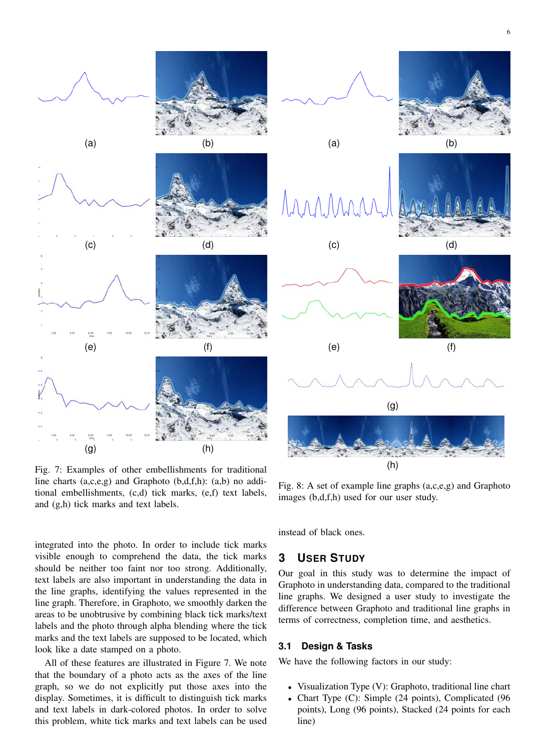Fig. 7: Examples of other embellishments for traditional line charts (a,c,e,g) and Graphoto (b,d,f,h): (a,b) no additional embellishments, (c,d) tick marks, (e,f) text labels, and (g,h) tick marks and text labels.

Fig. 8: A set of example line graphs (a,c,e,g) and Graphoto images (b,d,f,h) used for our user study.

integrated into the photo. In order to include tick marks visible enough to comprehend the data, the tick marks should be neither too faint nor too strong. Additionally, text labels are also important in understanding the data in the line graphs, identifying the values represented in the line graph. Therefore, in Graphoto, we smoothly darken the areas to be unobtrusive by combining black tick marks/text labels and the photo through alpha blending where the tick marks and the text labels are supposed to be located, which look like a date stamped on a photo.

All of these features are illustrated in Figure 7. We note that the boundary of a photo acts as the axes of the line graph, so we do not explicitly put those axes into the display. Sometimes, it is difficult to distinguish tick marks and text labels in dark-colored photos. In order to solve this problem, white tick marks and text labels can be used instead of black ones.

## 3 User Study

Our goal in this study was to determine the impact of Graphoto in understanding data, compared to the traditional line graphs. We designed a user study to investigate the difference between Graphoto and traditional line graphs in terms of correctness, completion time, and aesthetics.

### 3.1 Design & Tasks

We have the following factors in our study:

- Visualization Type (V): Graphoto, traditional line chart
- Chart Type (C): Simple (24 points), Complicated (96 points), Long (96 points), Stacked (24 points for each line)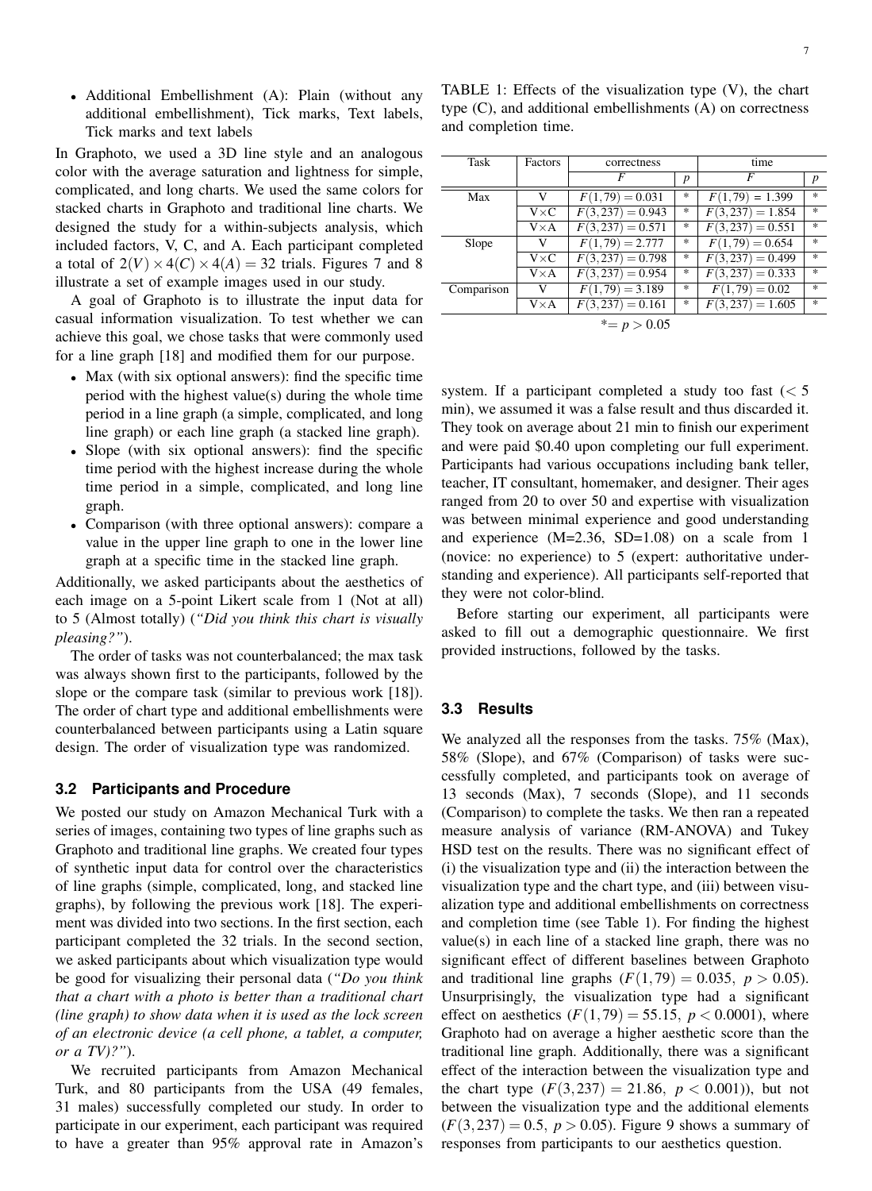- Additional Embellishment (A): Plain (without any additional embellishment), Tick marks, Text labels, Tick marks and text labels

In Graphoto, we used a 3D line style and an analogous color with the average saturation and lightness for simple, complicated, and long charts. We used the same colors for stacked charts in Graphoto and traditional line charts. We designed the study for a within-subjects analysis, which included factors, V, C, and A. Each participant completed a total of $2(V) \times 4(C) \times 4(A) = 32$ trials. Figures 7 and 8 illustrate a set of example images used in our study.

A goal of Graphoto is to illustrate the input data for casual information visualization. To test whether we can achieve this goal, we chose tasks that were commonly used for a line graph [18] and modified them for our purpose.

- Max (with six optional answers): find the specific time period with the highest value(s) during the whole time period in a line graph (a simple, complicated, and long line graph) or each line graph (a stacked line graph).
- Slope (with six optional answers): find the specific time period with the highest increase during the whole time period in a simple, complicated, and long line graph.
- Comparison (with three optional answers): compare a value in the upper line graph to one in the lower line graph at a specific time in the stacked line graph.

Additionally, we asked participants about the aesthetics of each image on a 5-point Likert scale from 1 (Not at all) to 5 (Almost totally) (*"Did you think this chart is visually pleasing?"*).

The order of tasks was not counterbalanced; the max task was always shown first to the participants, followed by the slope or the compare task (similar to previous work [18]). The order of chart type and additional embellishments were counterbalanced between participants using a Latin square design. The order of visualization type was randomized.

### 3.2 Participants and Procedure

We posted our study on Amazon Mechanical Turk with a series of images, containing two types of line graphs such as Graphoto and traditional line graphs. We created four types of synthetic input data for control over the characteristics of line graphs (simple, complicated, long, and stacked line graphs), by following the previous work [18]. The experiment was divided into two sections. In the first section, each participant completed the 32 trials. In the second section, we asked participants about which visualization type would be good for visualizing their personal data (*"Do you think that a chart with a photo is better than a traditional chart (line graph) to show data when it is used as the lock screen of an electronic device (a cell phone, a tablet, a computer, or a TV)?"*).

We recruited participants from Amazon Mechanical Turk, and 80 participants from the USA (49 females, 31 males) successfully completed our study. In order to participate in our experiment, each participant was required to have a greater than 95% approval rate in Amazon's system. If a participant completed a study too fast ($< 5$ min), we assumed it was a false result and thus discarded it. They took on average about 21 min to finish our experiment and were paid \$0.40 upon completing our full experiment. Participants had various occupations including bank teller, teacher, IT consultant, homemaker, and designer. Their ages ranged from 20 to over 50 and expertise with visualization was between minimal experience and good understanding and experience (M=2.36, SD=1.08) on a scale from 1 (novice: no experience) to 5 (expert: authoritative understanding and experience). All participants self-reported that they were not color-blind.

Before starting our experiment, all participants were asked to fill out a demographic questionnaire. We first provided instructions, followed by the tasks.

TABLE 1: Effects of the visualization type (V), the chart type (C), and additional embellishments (A) on correctness and completion time.

| Task | Factors | correctness | | time | |
|---|---|---|---|---|---|
| | | $F$ | $p$ | $F$ | $p$ |
| Max | V | $F(1,79) = 0.031$ | * | $F(1,79) = 1.399$ | * |
| | V×C | $F(3,237) = 0.943$ | * | $F(3,237) = 1.854$ | * |
| | V×A | $F(3,237) = 0.571$ | * | $F(3,237) = 0.551$ | * |
| Slope | V | $F(1,79) = 2.777$ | * | $F(1,79) = 0.654$ | * |
| | V×C | $F(3,237) = 0.798$ | * | $F(3,237) = 0.499$ | * |
| | V×A | $F(3,237) = 0.954$ | * | $F(3,237) = 0.333$ | * |
| Comparison | V | $F(1,79) = 3.189$ | * | $F(1,79) = 0.02$ | * |
| | V×A | $F(3,237) = 0.161$ | * | $F(3,237) = 1.605$ | * |

*$= p > 0.05$

### 3.3 Results

We analyzed all the responses from the tasks. 75% (Max), 58% (Slope), and 67% (Comparison) of tasks were successfully completed, and participants took on average of 13 seconds (Max), 7 seconds (Slope), and 11 seconds (Comparison) to complete the tasks. We then ran a repeated measure analysis of variance (RM-ANOVA) and Tukey HSD test on the results. There was no significant effect of (i) the visualization type and (ii) the interaction between the visualization type and the chart type, and (iii) between visualization type and additional embellishments on correctness and completion time (see Table 1). For finding the highest value(s) in each line of a stacked line graph, there was no significant effect of different baselines between Graphoto and traditional line graphs ($F(1,79) = 0.035,\ p > 0.05$). Unsurprisingly, the visualization type had a significant effect on aesthetics ($F(1,79) = 55.15,\ p < 0.0001$), where Graphoto had on average a higher aesthetic score than the traditional line graph. Additionally, there was a significant effect of the interaction between the visualization type and the chart type ($F(3,237) = 21.86,\ p < 0.001$)), but not between the visualization type and the additional elements ($F(3,237) = 0.5,\ p > 0.05$). Figure 9 shows a summary of responses from participants to our aesthetics question.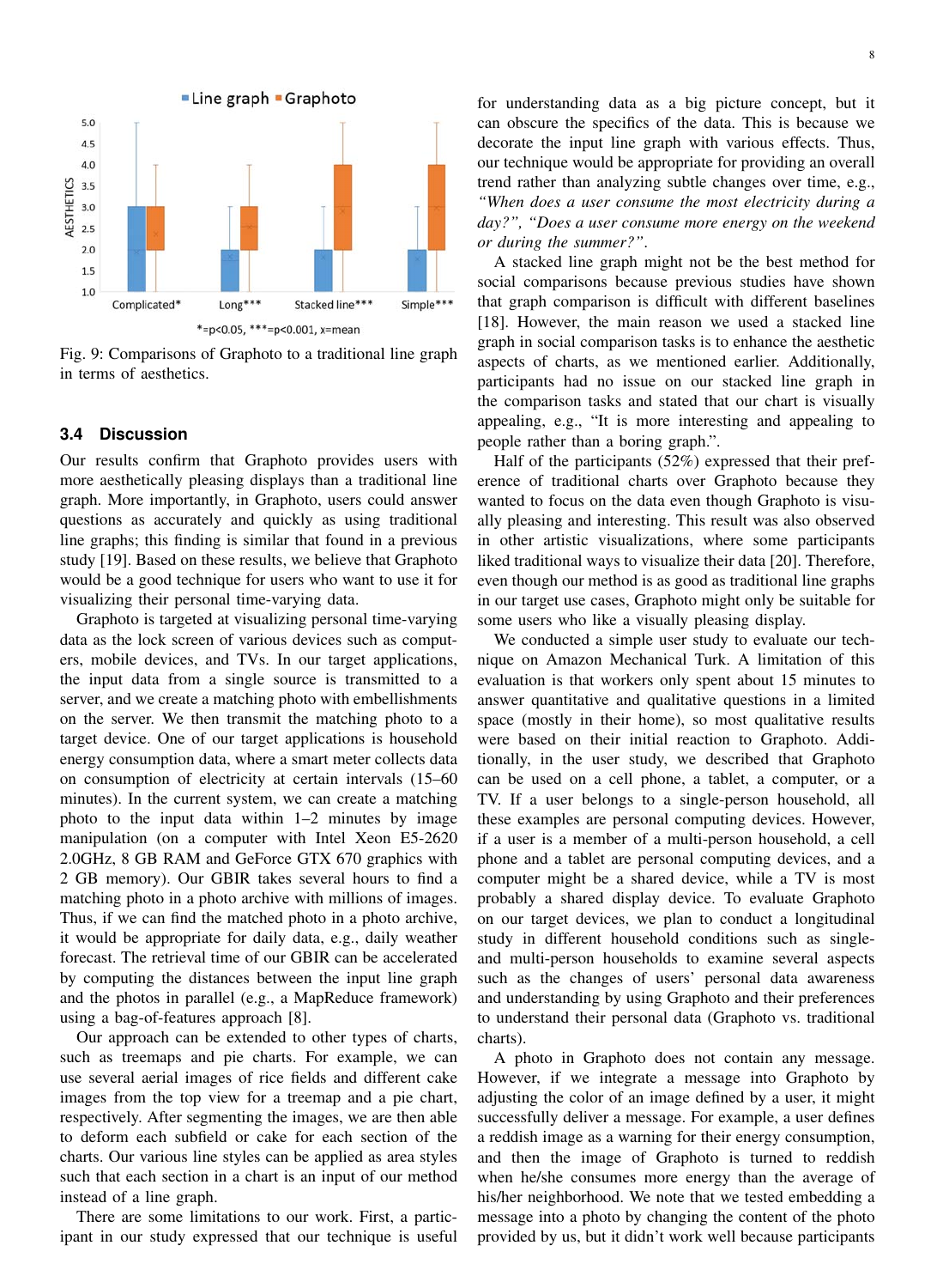Fig. 9: Comparisons of Graphoto to a traditional line graph in terms of aesthetics.

### 3.4 Discussion

Our results confirm that Graphoto provides users with more aesthetically pleasing displays than a traditional line graph. More importantly, in Graphoto, users could answer questions as accurately and quickly as using traditional line graphs; this finding is similar that found in a previous study [19]. Based on these results, we believe that Graphoto would be a good technique for users who want to use it for visualizing their personal time-varying data.

Graphoto is targeted at visualizing personal time-varying data as the lock screen of various devices such as computers, mobile devices, and TVs. In our target applications, the input data from a single source is transmitted to a server, and we create a matching photo with embellishments on the server. We then transmit the matching photo to a target device. One of our target applications is household energy consumption data, where a smart meter collects data on consumption of electricity at certain intervals (15–60 minutes). In the current system, we create a matching photo to the input data within 1–2 minutes by image manipulation (on a computer with Intel Xeon E5-2620 2.0GHz, 8 GB RAM and GeForce GTX 670 graphics with 2 GB memory). Our GBIR takes several hours to find a matching photo in a photo archive with millions of images. Thus, if we can find the matched photo in a photo archive, it would be appropriate for daily data, e.g., daily weather forecast. The retrieval time of our GBIR can be accelerated by computing the distances between the input line graph and the photos in parallel (e.g., a MapReduce framework) using a bag-of-features approach [8].

Our approach can be extended to other types of charts, such as treemaps and pie charts. For example, we can use several aerial images of rice fields and different cake images from the top view for a treemap and a pie chart, respectively. After segmenting the images, we are then able to deform each subfield or cake for each section of the charts. Our various line styles can be applied as area styles such that each section in a chart is an input of our method instead of a line graph.

There are some limitations to our work. First, a participant in our study expressed that our technique is useful for understanding data as a big picture concept, but it can obscure the specifics of the data. This is because we decorate the input line graph with various effects. Thus, our technique would be appropriate for providing an overall trend rather than analyzing subtle changes over time, e.g., *"When does a user consume the most electricity during a day?"*, *"Does a user consume more energy on the weekend or during the summer?"*.

A stacked line graph might not be the best method for social comparisons because previous studies have shown that graph comparison is difficult with different baselines [18]. However, the main reason we used a stacked line graph in social comparison tasks is to enhance the aesthetic aspects of charts, as we mentioned earlier. Additionally, participants had no issue on our stacked line graph in the comparison tasks and stated that our chart is visually appealing, e.g., "It is more interesting and appealing to people rather than a boring graph.".

Half of the participants (52%) expressed that their preference of traditional charts over Graphoto because they wanted to focus on the data even though Graphoto is visually pleasing and interesting. This result was also observed in other artistic visualizations, where some participants liked traditional ways to visualize their data [20]. Therefore, even though our method is as good as traditional line graphs in our target use cases, Graphoto might only be suitable for some users who like a visually pleasing display.

We conducted a simple user study to evaluate our technique on Amazon Mechanical Turk. A limitation of this evaluation is that workers only spent about 15 minutes to answer quantitative and qualitative questions in a limited space (mostly in their home), so most qualitative results were based on their initial reaction to Graphoto. Additionally, in the user study, we described that Graphoto can be used on a cell phone, a tablet, a computer, or a TV. If a user belongs to a single-person household, all these examples are personal computing devices. However, if a user is a member of a multi-person household, a cell phone and a tablet are personal computing devices, and a computer might be a shared device, while a TV is most probably a shared display device. To evaluate Graphoto on our target devices, we plan to conduct a longitudinal study in different household conditions such as single- and multi-person households to examine several aspects such as the changes of users' personal data awareness and understanding by using Graphoto and their preferences to understand their personal data (Graphoto vs. traditional charts).

A photo in Graphoto does not contain any message. However, if we integrate a message into Graphoto by adjusting the color of an image defined by a user, it might successfully deliver a message. For example, a user defines a reddish image as a warning for their energy consumption, and then the image of Graphoto is turned to reddish when he/she consumes more energy than the average of his/her neighborhood. We note that we tested embedding a message into a photo by changing the content of the photo provided by us, but it didn't work well because participants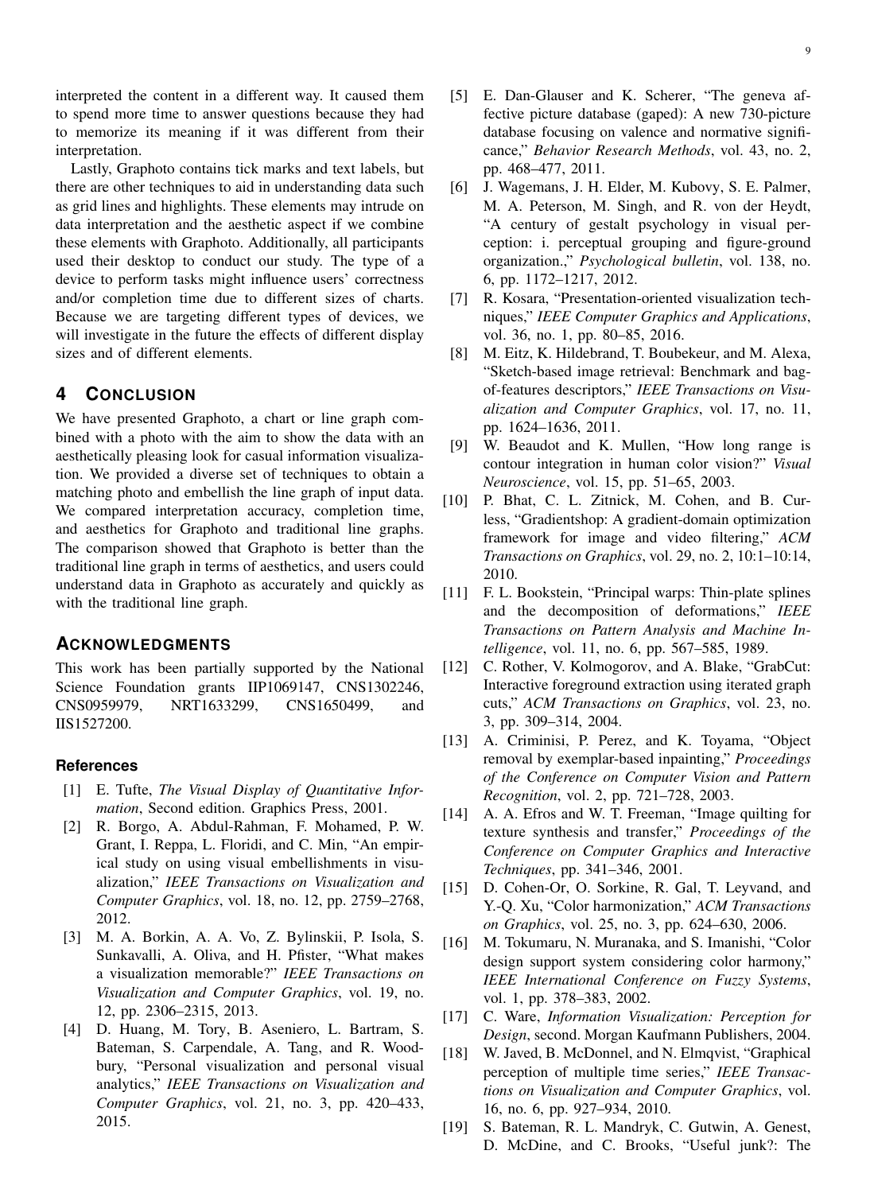interpreted the content in a different way. It caused them to spend more time to answer questions because they had to memorize its meaning if it was different from their interpretation.

Lastly, Graphoto contains tick marks and text labels, but there are other techniques to aid in understanding data such as grid lines and highlights. These elements may intrude on data interpretation and the aesthetic aspect if we combine these elements with Graphoto. Additionally, all participants used their desktop to conduct our study. The type of a device to perform tasks might influence users' correctness and/or completion time due to different sizes of charts. Because we are targeting different types of devices, we will investigate in the future the effects of different display sizes and of different elements.

## 4 Conclusion

We have presented Graphoto, a chart or line graph combined with a photo with the aim to show the data with an aesthetically pleasing look for casual information visualization. We provided a diverse set of techniques to obtain a matching photo and embellish the line graph of input data. We compared interpretation accuracy, completion time, and aesthetics for Graphoto and traditional line graphs. The comparison showed that Graphoto is better than the traditional line graph in terms of aesthetics, and users could understand data in Graphoto as accurately and quickly as with the traditional line graph.

## Acknowledgments

This work has been partially supported by the National Science Foundation grants IIP1069147, CNS1302246, CNS0959979, NRT1633299, CNS1650499, and IIS1527200.

### References

[1] E. Tufte, *The Visual Display of Quantitative Information*, Second edition. Graphics Press, 2001.

[2] R. Borgo, A. Abdul-Rahman, F. Mohamed, P. W. Grant, I. Reppa, L. Floridi, and C. Min, "An empirical study on using visual embellishments in visualization," *IEEE Transactions on Visualization and Computer Graphics*, vol. 18, no. 12, pp. 2759–2768, 2012.

[3] M. A. Borkin, A. A. Vo, Z. Bylinskii, P. Isola, S. Sunkavalli, A. Oliva, and H. Pfister, "What makes a visualization memorable?" *IEEE Transactions on Visualization and Computer Graphics*, vol. 19, no. 12, pp. 2306–2315, 2013.

[4] D. Huang, M. Tory, B. Aseniero, L. Bartram, S. Bateman, S. Carpendale, A. Tang, and R. Woodbury, "Personal visualization and personal visual analytics," *IEEE Transactions on Visualization and Computer Graphics*, vol. 21, no. 3, pp. 420–433, 2015.

[5] E. Dan-Glauser and K. Scherer, "The geneva affective picture database (gaped): A new 730-picture database focusing on valence and normative significance," *Behavior Research Methods*, vol. 43, no. 2, pp. 468–477, 2011.

[6] J. Wagemans, J. H. Elder, M. Kubovy, S. E. Palmer, M. A. Peterson, M. Singh, and R. von der Heydt, "A century of gestalt psychology in visual perception: i. perceptual grouping and figure-ground organization.," *Psychological bulletin*, vol. 138, no. 6, pp. 1172–1217, 2012.

[7] R. Kosara, "Presentation-oriented visualization techniques," *IEEE Computer Graphics and Applications*, vol. 36, no. 1, pp. 80–85, 2016.

[8] M. Eitz, K. Hildebrand, T. Boubekeur, and M. Alexa, "Sketch-based image retrieval: Benchmark and bag-of-features descriptors," *IEEE Transactions on Visualization and Computer Graphics*, vol. 17, no. 11, pp. 1624–1636, 2011.

[9] W. Beaudot and K. Mullen, "How long range is contour integration in human color vision?" *Visual Neuroscience*, vol. 15, pp. 51–65, 2003.

[10] P. Bhat, C. L. Zitnick, M. Cohen, and B. Curless, "Gradientshop: A gradient-domain optimization framework for image and video filtering," *ACM Transactions on Graphics*, vol. 29, no. 2, 10:1–10:14, 2010.

[11] F. L. Bookstein, "Principal warps: Thin-plate splines and the decomposition of deformations," *IEEE Transactions on Pattern Analysis and Machine Intelligence*, vol. 11, no. 6, pp. 567–585, 1989.

[12] C. Rother, V. Kolmogorov, and A. Blake, "GrabCut: Interactive foreground extraction using iterated graph cuts," *ACM Transactions on Graphics*, vol. 23, no. 3, pp. 309–314, 2004.

[13] A. Criminisi, P. Perez, and K. Toyama, "Object removal by exemplar-based inpainting," *Proceedings of the Conference on Computer Vision and Pattern Recognition*, vol. 2, pp. 721–728, 2003.

[14] A. A. Efros and W. T. Freeman, "Image quilting for texture synthesis and transfer," *Proceedings of the Conference on Computer Graphics and Interactive Techniques*, pp. 341–346, 2001.

[15] D. Cohen-Or, O. Sorkine, R. Gal, T. Leyvand, and Y.-Q. Xu, "Color harmonization," *ACM Transactions on Graphics*, vol. 25, no. 3, pp. 624–630, 2006.

[16] M. Tokumaru, N. Muranaka, and S. Imanishi, "Color design support system considering color harmony," *IEEE International Conference on Fuzzy Systems*, vol. 1, pp. 378–383, 2002.

[17] C. Ware, *Information Visualization: Perception for Design*, second. Morgan Kaufmann Publishers, 2004.

[18] W. Javed, B. McDonnel, and N. Elmqvist, "Graphical perception of multiple time series," *IEEE Transactions on Visualization and Computer Graphics*, vol. 16, no. 6, pp. 927–934, 2010.

[19] S. Bateman, R. L. Mandryk, C. Gutwin, A. Genest, D. McDine, and C. Brooks, "Useful junk?: The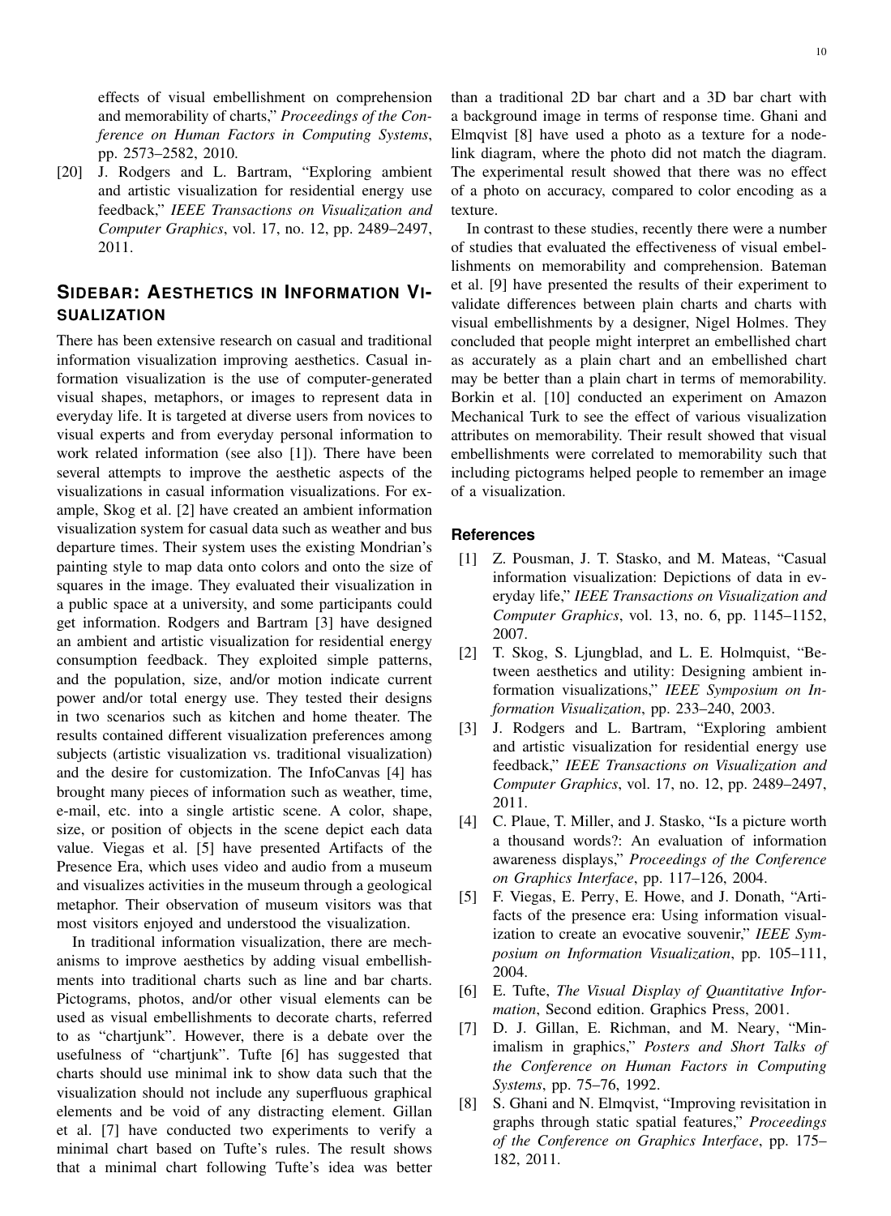effects of visual embellishment on comprehension and memorability of charts," *Proceedings of the Conference on Human Factors in Computing Systems*, pp. 2573–2582, 2010.

[20] J. Rodgers and L. Bartram, "Exploring ambient and artistic visualization for residential energy use feedback," *IEEE Transactions on Visualization and Computer Graphics*, vol. 17, no. 12, pp. 2489–2497, 2011.

## Sidebar: Aesthetics in Information Visualization

There has been extensive research on casual and traditional information visualization improving aesthetics. Casual information visualization is the use of computer-generated visual shapes, metaphors, or images to represent data in everyday life. It is targeted at diverse users from novices to visual experts and from everyday personal information to work related information (see also [1]). There have been several attempts to improve the aesthetic aspects of the visualizations in casual information visualizations. For example, Skog et al. [2] have created an ambient information visualization system for casual data such as weather and bus departure times. Their system uses the existing Mondrian's painting style to map data onto colors and onto the size of squares in the image. They evaluated their visualization in a public space at a university, and some participants could get information. Rodgers and Bartram [3] have designed an ambient and artistic visualization for residential energy consumption feedback. They exploited simple patterns, and the population, size, and/or motion indicate current power and/or total energy use. They tested their designs in two scenarios such as kitchen and home theater. The results contained different visualization preferences among subjects (artistic visualization vs. traditional visualization) and the desire for customization. The InfoCanvas [4] has brought many pieces of information such as weather, time, e-mail, etc. into a single artistic scene. A color, shape, size, or position of objects in the scene depict each data value. Viegas et al. [5] have presented Artifacts of the Presence Era, which uses video and audio from a museum and visualizes activities in the museum through a geological metaphor. Their observation of museum visitors was that most visitors enjoyed and understood the visualization.

In traditional information visualization, there are mechanisms to improve aesthetics by adding visual embellishments into traditional charts such as line and bar charts. Pictograms, photos, and/or other visual elements can be used as visual embellishments to decorate charts, referred to as "chartjunk". However, there is a debate over the usefulness of "chartjunk". Tufte [6] has suggested that charts should use minimal ink to show data such that the visualization should not include any superfluous graphical elements and be void of any distracting element. Gillan et al. [7] have conducted two experiments to verify a minimal chart based on Tufte's rules. The result shows that a minimal chart following Tufte's idea was better than a traditional 2D bar chart and a 3D bar chart with a background image in terms of response time. Ghani and Elmqvist [8] have used a photo as a texture for a node-link diagram, where the photo did not match the diagram. The experimental result showed that there was no effect of a photo on accuracy, compared to color encoding as a texture.

In contrast to these studies, recently there were a number of studies that evaluated the effectiveness of visual embellishments on memorability and comprehension. Bateman et al. [9] have presented the results of their experiment to validate differences between plain charts and charts with visual embellishments by a designer, Nigel Holmes. They concluded that people might interpret an embellished chart as accurately as a plain chart and an embellished chart may be better than a plain chart in terms of memorability. Borkin et al. [10] conducted an experiment on Amazon Mechanical Turk to see the effect of various visualization attributes on memorability. Their result showed that visual embellishments were correlated to memorability such that including pictograms helped people to remember an image of a visualization.

### References

[1] Z. Pousman, J. T. Stasko, and M. Mateas, "Casual information visualization: Depictions of data in everyday life," *IEEE Transactions on Visualization and Computer Graphics*, vol. 13, no. 6, pp. 1145–1152, 2007.

[2] T. Skog, S. Ljungblad, and L. E. Holmquist, "Between aesthetics and utility: Designing ambient information visualizations," *IEEE Symposium on Information Visualization*, pp. 233–240, 2003.

[3] J. Rodgers and L. Bartram, "Exploring ambient and artistic visualization for residential energy use feedback," *IEEE Transactions on Visualization and Computer Graphics*, vol. 17, no. 12, pp. 2489–2497, 2011.

[4] C. Plaue, T. Miller, and J. Stasko, "Is a picture worth a thousand words?: An evaluation of information awareness displays," *Proceedings of the Conference on Graphics Interface*, pp. 117–126, 2004.

[5] F. Viegas, E. Perry, E. Howe, and J. Donath, "Artifacts of the presence era: Using information visualization to create an evocative souvenir," *IEEE Symposium on Information Visualization*, pp. 105–111, 2004.

[6] E. Tufte, *The Visual Display of Quantitative Information*, Second edition. Graphics Press, 2001.

[7] D. J. Gillan, E. Richman, and M. Neary, "Minimalism in graphics," *Posters and Short Talks of the Conference on Human Factors in Computing Systems*, pp. 75–76, 1992.

[8] S. Ghani and N. Elmqvist, "Improving revisitation in graphs through static spatial features," *Proceedings of the Conference on Graphics Interface*, pp. 175–182, 2011.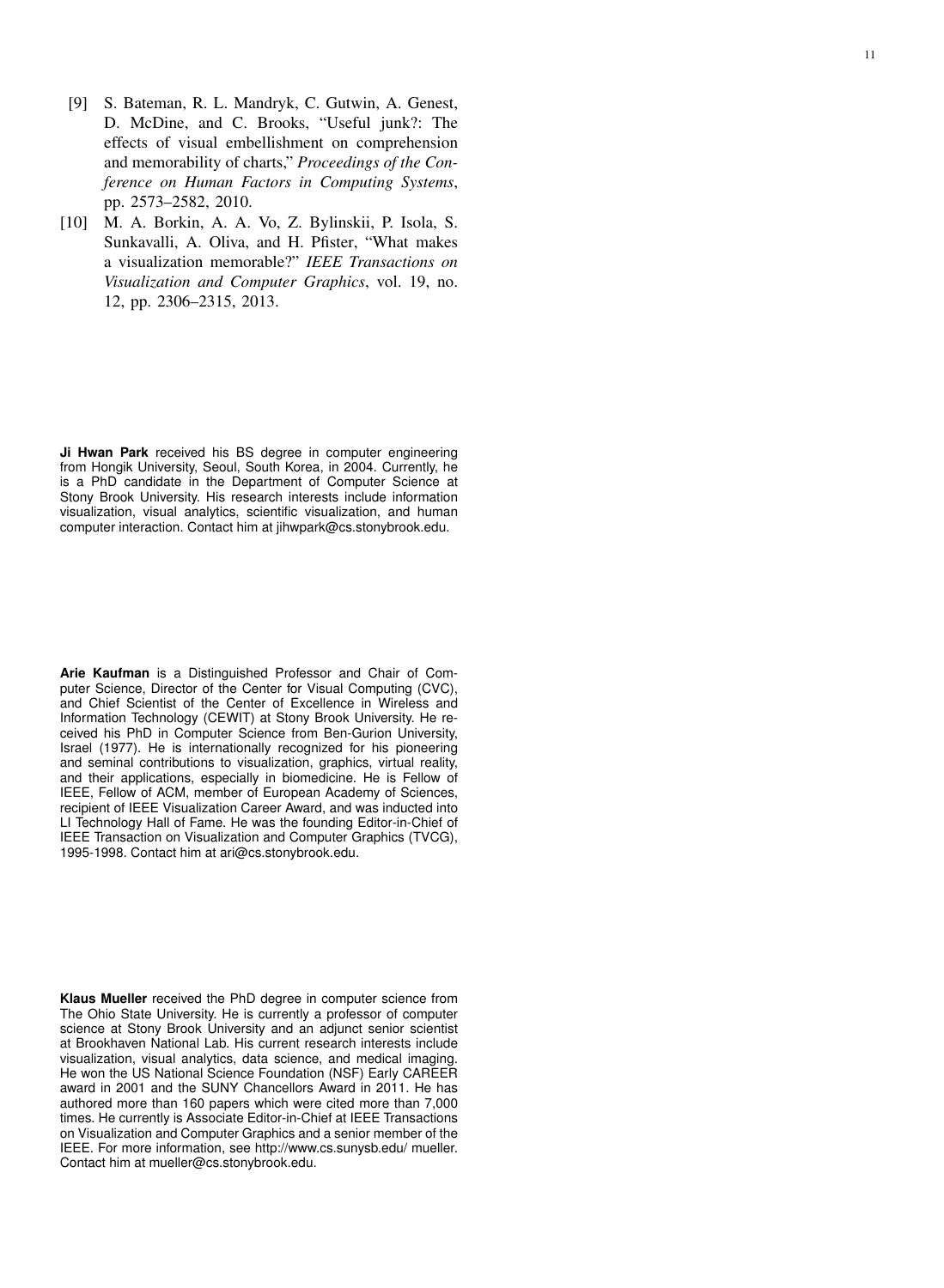[9] S. Bateman, R. L. Mandryk, C. Gutwin, A. Genest, D. McDine, and C. Brooks, "Useful junk?: The effects of visual embellishment on comprehension and memorability of charts," *Proceedings of the Conference on Human Factors in Computing Systems*, pp. 2573–2582, 2010.

[10] M. A. Borkin, A. A. Vo, Z. Bylinskii, P. Isola, S. Sunkavalli, A. Oliva, and H. Pfister, "What makes a visualization memorable?" *IEEE Transactions on Visualization and Computer Graphics*, vol. 19, no. 12, pp. 2306–2315, 2013.

**Ji Hwan Park** received his BS degree in computer engineering from Hongik University, Seoul, South Korea, in 2004. Currently, he is a PhD candidate in the Department of Computer Science at Stony Brook University. His research interests include information visualization, visual analytics, scientific visualization, and human computer interaction. Contact him at jihwpark@cs.stonybrook.edu.

**Arie Kaufman** is a Distinguished Professor and Chair of Computer Science, Director of the Center for Visual Computing (CVC), and Chief Scientist of the Center of Excellence in Wireless and Information Technology (CEWIT) at Stony Brook University. He received his PhD in Computer Science from Ben-Gurion University, Israel (1977). He is internationally recognized for his pioneering and seminal contributions to visualization, graphics, virtual reality, and their applications, especially in biomedicine. He is Fellow of IEEE, Fellow of ACM, member of European Academy of Sciences, recipient of IEEE Visualization Career Award, and was inducted into LI Technology Hall of Fame. He was the founding Editor-in-Chief of IEEE Transaction on Visualization and Computer Graphics (TVCG), 1995-1998. Contact him at ari@cs.stonybrook.edu.

**Klaus Mueller** received the PhD degree in computer science from The Ohio State University. He is currently a professor of computer science at Stony Brook University and an adjunct senior scientist at Brookhaven National Lab. His current research interests include visualization, visual analytics, data science, and medical imaging. He won the US National Science Foundation (NSF) Early CAREER award in 2001 and the SUNY Chancellors Award in 2011. He has authored more than 160 papers which were cited more than 7,000 times. He currently is Associate Editor-in-Chief at IEEE Transactions on Visualization and Computer Graphics and a senior member of the IEEE. For more information, see http://www.cs.sunysb.edu/ mueller. Contact him at mueller@cs.stonybrook.edu.